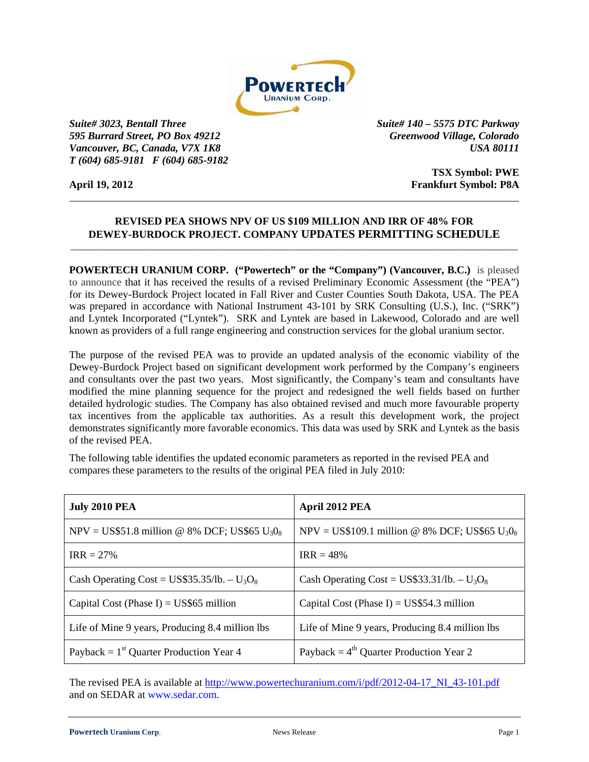Suite# 3023, Bentall Three
595 Burrard Street, PO Box 49212
Vancouver, BC, Canada, V7X 1K8
T (604) 685-9181 F (604) 685-9182

Suite# 140 – 5575 DTC Parkway
Greenwood Village, Colorado
USA 80111

**TSX Symbol: PWE**
**Frankfurt Symbol: P8A**

**April 19, 2012**

## REVISED PEA SHOWS NPV OF US $109 MILLION AND IRR OF 48% FOR DEWEY-BURDOCK PROJECT. COMPANY UPDATES PERMITTING SCHEDULE

**POWERTECH URANIUM CORP. ("Powertech" or the "Company") (Vancouver, B.C.)** is pleased to announce that it has received the results of a revised Preliminary Economic Assessment (the "PEA") for its Dewey-Burdock Project located in Fall River and Custer Counties South Dakota, USA. The PEA was prepared in accordance with National Instrument 43-101 by SRK Consulting (U.S.), Inc. ("SRK") and Lyntek Incorporated ("Lyntek"). SRK and Lyntek are based in Lakewood, Colorado and are well known as providers of a full range engineering and construction services for the global uranium sector.

The purpose of the revised PEA was to provide an updated analysis of the economic viability of the Dewey-Burdock Project based on significant development work performed by the Company's engineers and consultants over the past two years. Most significantly, the Company's team and consultants have modified the mine planning sequence for the project and redesigned the well fields based on further detailed hydrologic studies. The Company has also obtained revised and much more favourable property tax incentives from the applicable tax authorities. As a result this development work, the project demonstrates significantly more favorable economics. This data was used by SRK and Lyntek as the basis of the revised PEA.

The following table identifies the updated economic parameters as reported in the revised PEA and compares these parameters to the results of the original PEA filed in July 2010:

| July 2010 PEA | April 2012 PEA |
|---|---|
| NPV = US$51.8 million @ 8% DCF; US$65 $U_30_8$ | NPV = US$109.1 million @ 8% DCF; US$65 $U_30_8$ |
| IRR = 27% | IRR = 48% |
| Cash Operating Cost = US$35.35/lb. – $U_3O_8$ | Cash Operating Cost = US$33.31/lb. – $U_3O_8$ |
| Capital Cost (Phase I) = US$65 million | Capital Cost (Phase I) = US$54.3 million |
| Life of Mine 9 years, Producing 8.4 million lbs | Life of Mine 9 years, Producing 8.4 million lbs |
| Payback = 1st Quarter Production Year 4 | Payback = 4th Quarter Production Year 2 |

The revised PEA is available at http://www.powertechuranium.com/i/pdf/2012-04-17_NI_43-101.pdf and on SEDAR at www.sedar.com.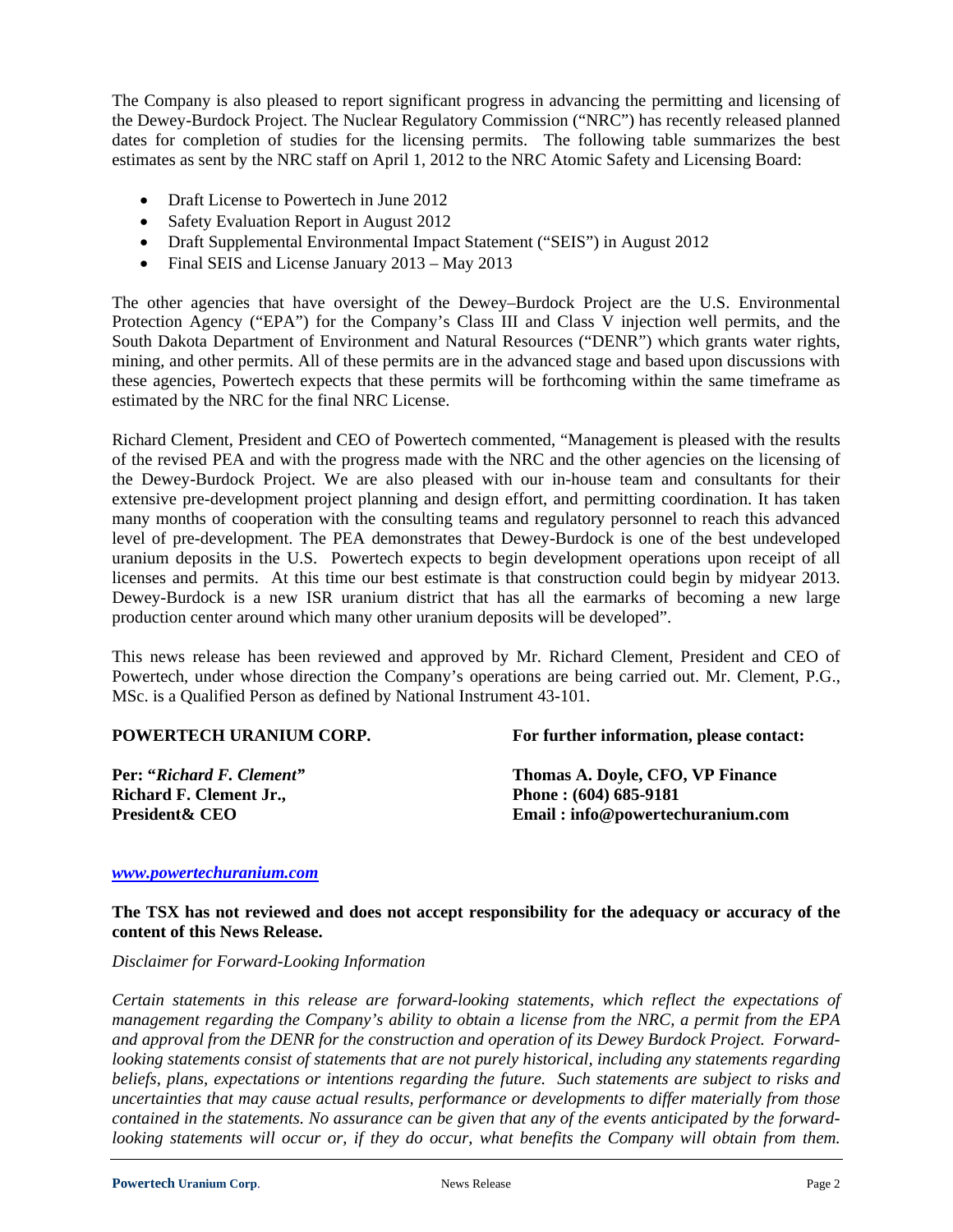The Company is also pleased to report significant progress in advancing the permitting and licensing of the Dewey-Burdock Project. The Nuclear Regulatory Commission ("NRC") has recently released planned dates for completion of studies for the licensing permits. The following table summarizes the best estimates as sent by the NRC staff on April 1, 2012 to the NRC Atomic Safety and Licensing Board:

- Draft License to Powertech in June 2012
- Safety Evaluation Report in August 2012
- Draft Supplemental Environmental Impact Statement ("SEIS") in August 2012
- Final SEIS and License January 2013 – May 2013

The other agencies that have oversight of the Dewey–Burdock Project are the U.S. Environmental Protection Agency ("EPA") for the Company's Class III and Class V injection well permits, and the South Dakota Department of Environment and Natural Resources ("DENR") which grants water rights, mining, and other permits. All of these permits are in the advanced stage and based upon discussions with these agencies, Powertech expects that these permits will be forthcoming within the same timeframe as estimated by the NRC for the final NRC License.

Richard Clement, President and CEO of Powertech commented, "Management is pleased with the results of the revised PEA and with the progress made with the NRC and the other agencies on the licensing of the Dewey-Burdock Project. We are also pleased with our in-house team and consultants for their extensive pre-development project planning and design effort, and permitting coordination. It has taken many months of cooperation with the consulting teams and regulatory personnel to reach this advanced level of pre-development. The PEA demonstrates that Dewey-Burdock is one of the best undeveloped uranium deposits in the U.S. Powertech expects to begin development operations upon receipt of all licenses and permits. At this time our best estimate is that construction could begin by midyear 2013. Dewey-Burdock is a new ISR uranium district that has all the earmarks of becoming a new large production center around which many other uranium deposits will be developed".

This news release has been reviewed and approved by Mr. Richard Clement, President and CEO of Powertech, under whose direction the Company's operations are being carried out. Mr. Clement, P.G., MSc. is a Qualified Person as defined by National Instrument 43-101.

**POWERTECH URANIUM CORP.**

**Per: "*Richard F. Clement*"**
**Richard F. Clement Jr.,**
**President& CEO**

**For further information, please contact:**

**Thomas A. Doyle, CFO, VP Finance**
**Phone : (604) 685-9181**
**Email : info@powertechuranium.com**

*www.powertechuranium.com*

**The TSX has not reviewed and does not accept responsibility for the adequacy or accuracy of the content of this News Release.**

*Disclaimer for Forward-Looking Information*

*Certain statements in this release are forward-looking statements, which reflect the expectations of management regarding the Company's ability to obtain a license from the NRC, a permit from the EPA and approval from the DENR for the construction and operation of its Dewey Burdock Project. Forward-looking statements consist of statements that are not purely historical, including any statements regarding beliefs, plans, expectations or intentions regarding the future. Such statements are subject to risks and uncertainties that may cause actual results, performance or developments to differ materially from those contained in the statements. No assurance can be given that any of the events anticipated by the forward-looking statements will occur or, if they do occur, what benefits the Company will obtain from them.*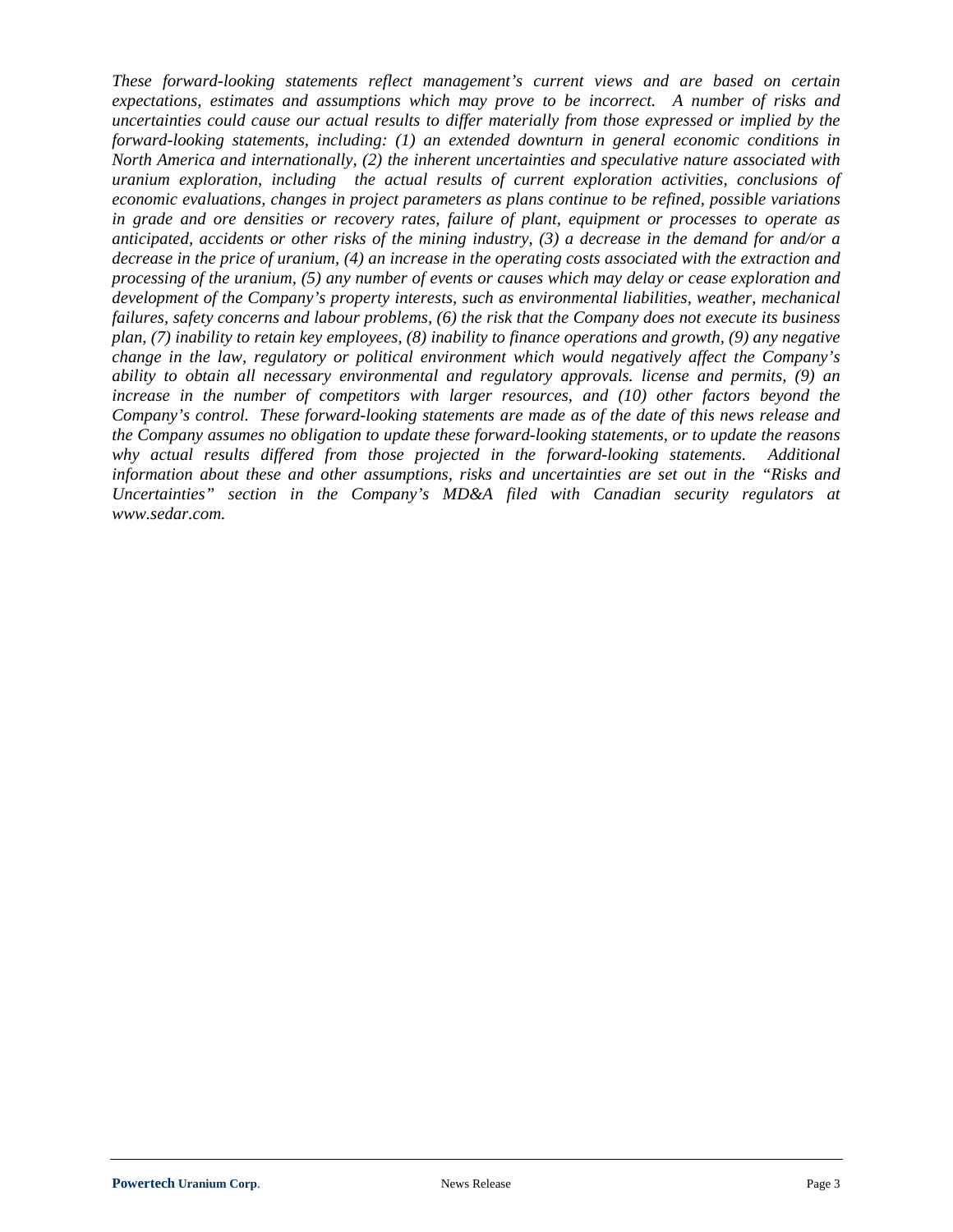*These forward-looking statements reflect management's current views and are based on certain expectations, estimates and assumptions which may prove to be incorrect. A number of risks and uncertainties could cause our actual results to differ materially from those expressed or implied by the forward-looking statements, including: (1) an extended downturn in general economic conditions in North America and internationally, (2) the inherent uncertainties and speculative nature associated with uranium exploration, including the actual results of current exploration activities, conclusions of economic evaluations, changes in project parameters as plans continue to be refined, possible variations in grade and ore densities or recovery rates, failure of plant, equipment or processes to operate as anticipated, accidents or other risks of the mining industry, (3) a decrease in the demand for and/or a decrease in the price of uranium, (4) an increase in the operating costs associated with the extraction and processing of the uranium, (5) any number of events or causes which may delay or cease exploration and development of the Company's property interests, such as environmental liabilities, weather, mechanical failures, safety concerns and labour problems, (6) the risk that the Company does not execute its business plan, (7) inability to retain key employees, (8) inability to finance operations and growth, (9) any negative change in the law, regulatory or political environment which would negatively affect the Company's ability to obtain all necessary environmental and regulatory approvals. license and permits, (9) an increase in the number of competitors with larger resources, and (10) other factors beyond the Company's control. These forward-looking statements are made as of the date of this news release and the Company assumes no obligation to update these forward-looking statements, or to update the reasons why actual results differed from those projected in the forward-looking statements. Additional information about these and other assumptions, risks and uncertainties are set out in the "Risks and Uncertainties" section in the Company's MD&A filed with Canadian security regulators at www.sedar.com.*